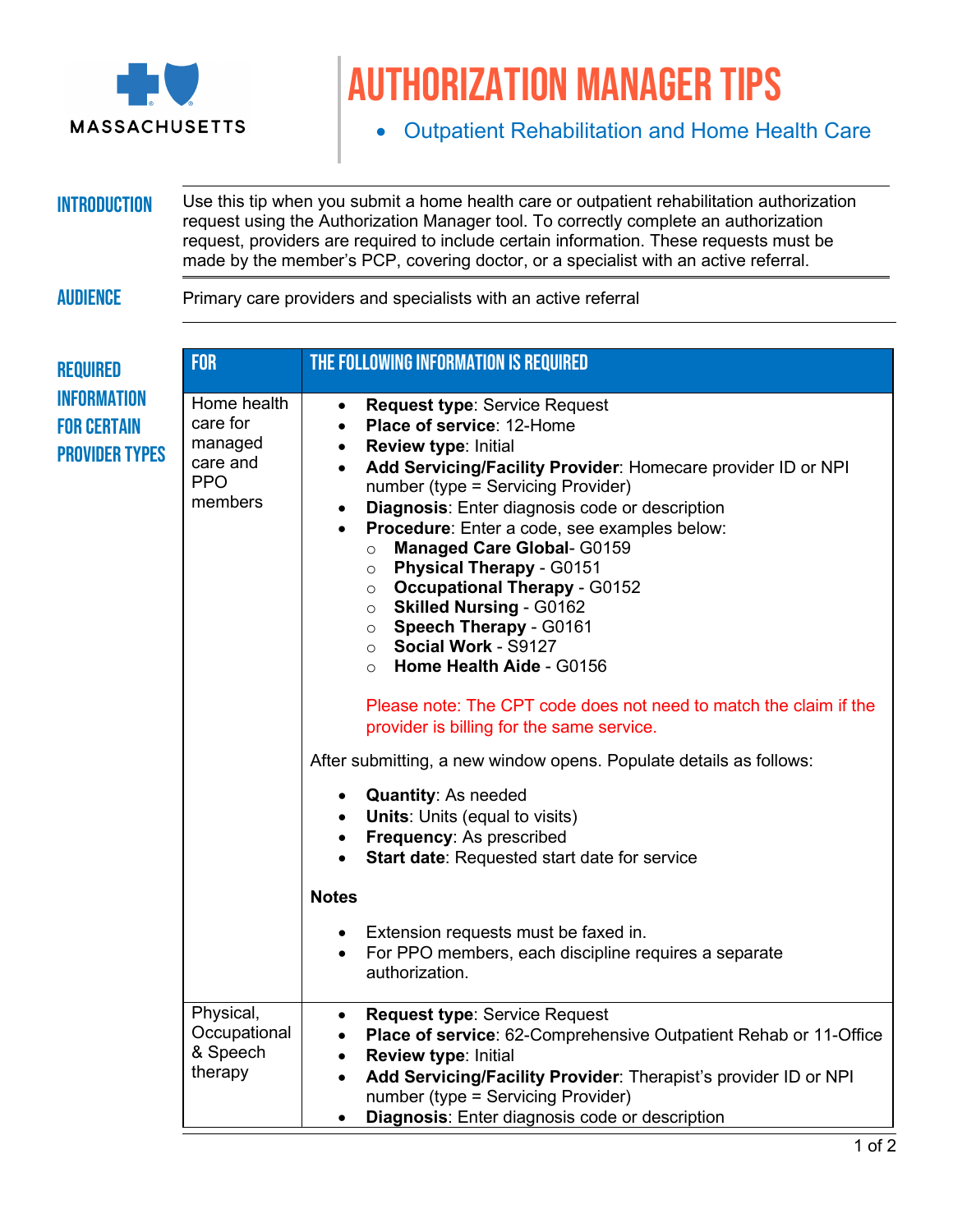MASSACHUSETTS

# AUTHORIZATION MANAGER TIPS

- Outpatient Rehabilitation and Home Health Care

## INTRODUCTION

Use this tip when you submit a home health care or outpatient rehabilitation authorization request using the Authorization Manager tool. To correctly complete an authorization request, providers are required to include certain information. These requests must be made by the member's PCP, covering doctor, or a specialist with an active referral.

## AUDIENCE

Primary care providers and specialists with an active referral

## REQUIRED INFORMATION FOR CERTAIN PROVIDER TYPES

| FOR | THE FOLLOWING INFORMATION IS REQUIRED |
|---|---|
| Home health care for managed care and PPO members | • **Request type**: Service Request<br>• **Place of service**: 12-Home<br>• **Review type**: Initial<br>• **Add Servicing/Facility Provider**: Homecare provider ID or NPI number (type = Servicing Provider)<br>• **Diagnosis**: Enter diagnosis code or description<br>• **Procedure**: Enter a code, see examples below:<br>&nbsp;&nbsp;○ **Managed Care Global**- G0159<br>&nbsp;&nbsp;○ **Physical Therapy** - G0151<br>&nbsp;&nbsp;○ **Occupational Therapy** - G0152<br>&nbsp;&nbsp;○ **Skilled Nursing** - G0162<br>&nbsp;&nbsp;○ **Speech Therapy** - G0161<br>&nbsp;&nbsp;○ **Social Work** - S9127<br>&nbsp;&nbsp;○ **Home Health Aide** - G0156<br><br>Please note: The CPT code does not need to match the claim if the provider is billing for the same service.<br><br>After submitting, a new window opens. Populate details as follows:<br><br>• **Quantity**: As needed<br>• **Units**: Units (equal to visits)<br>• **Frequency**: As prescribed<br>• **Start date**: Requested start date for service<br><br>**Notes**<br><br>• Extension requests must be faxed in.<br>• For PPO members, each discipline requires a separate authorization. |
| Physical, Occupational & Speech therapy | • **Request type**: Service Request<br>• **Place of service**: 62-Comprehensive Outpatient Rehab or 11-Office<br>• **Review type**: Initial<br>• **Add Servicing/Facility Provider**: Therapist's provider ID or NPI number (type = Servicing Provider)<br>• **Diagnosis**: Enter diagnosis code or description |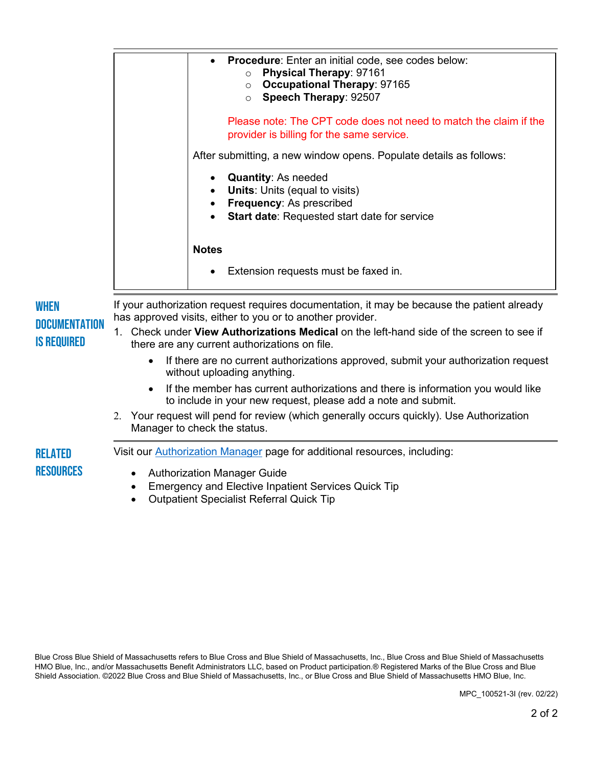| | |
|---|---|
| | • **Procedure**: Enter an initial code, see codes below:<br>  ○ **Physical Therapy**: 97161<br>  ○ **Occupational Therapy**: 97165<br>  ○ **Speech Therapy**: 92507<br><br>Please note: The CPT code does not need to match the claim if the provider is billing for the same service.<br><br>After submitting, a new window opens. Populate details as follows:<br><br>• **Quantity**: As needed<br>• **Units**: Units (equal to visits)<br>• **Frequency**: As prescribed<br>• **Start date**: Requested start date for service<br><br>**Notes**<br><br>• Extension requests must be faxed in. |

## When documentation is required

If your authorization request requires documentation, it may be because the patient already has approved visits, either to you or to another provider.

1. Check under **View Authorizations Medical** on the left-hand side of the screen to see if there are any current authorizations on file.
   - If there are no current authorizations approved, submit your authorization request without uploading anything.
   - If the member has current authorizations and there is information you would like to include in your new request, please add a note and submit.
2. Your request will pend for review (which generally occurs quickly). Use Authorization Manager to check the status.

## Related resources

Visit our Authorization Manager page for additional resources, including:

- Authorization Manager Guide
- Emergency and Elective Inpatient Services Quick Tip
- Outpatient Specialist Referral Quick Tip

Blue Cross Blue Shield of Massachusetts refers to Blue Cross and Blue Shield of Massachusetts, Inc., Blue Cross and Blue Shield of Massachusetts HMO Blue, Inc., and/or Massachusetts Benefit Administrators LLC, based on Product participation.® Registered Marks of the Blue Cross and Blue Shield Association. ©2022 Blue Cross and Blue Shield of Massachusetts, Inc., or Blue Cross and Blue Shield of Massachusetts HMO Blue, Inc.

MPC_100521-3I (rev. 02/22)